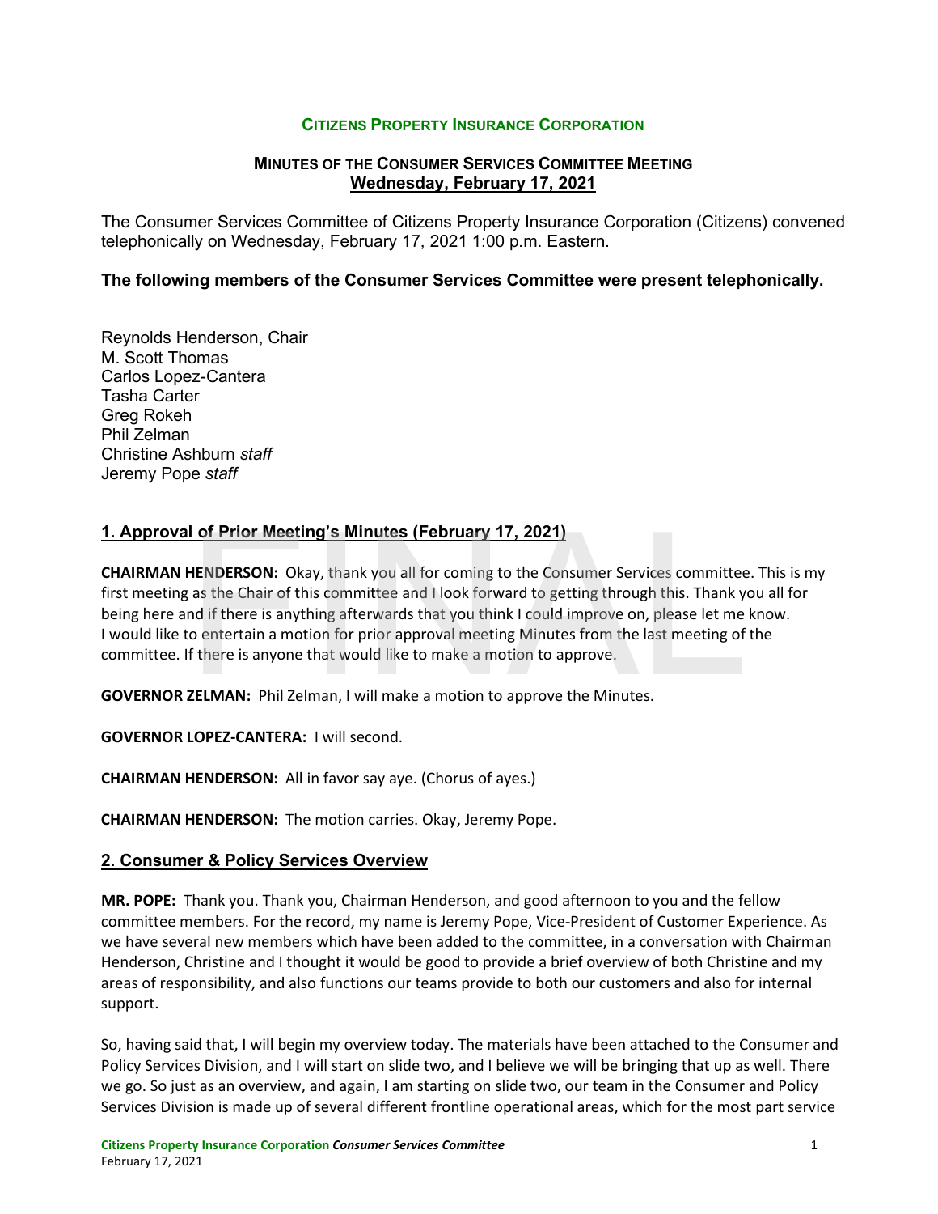**CITIZENS PROPERTY INSURANCE CORPORATION**

**MINUTES OF THE CONSUMER SERVICES COMMITTEE MEETING**
**Wednesday, February 17, 2021**

The Consumer Services Committee of Citizens Property Insurance Corporation (Citizens) convened telephonically on Wednesday, February 17, 2021 1:00 p.m. Eastern.

**The following members of the Consumer Services Committee were present telephonically.**

Reynolds Henderson, Chair
M. Scott Thomas
Carlos Lopez-Cantera
Tasha Carter
Greg Rokeh
Phil Zelman
Christine Ashburn *staff*
Jeremy Pope *staff*

## 1. Approval of Prior Meeting's Minutes (February 17, 2021)

**CHAIRMAN HENDERSON:** Okay, thank you all for coming to the Consumer Services committee. This is my first meeting as the Chair of this committee and I look forward to getting through this. Thank you all for being here and if there is anything afterwards that you think I could improve on, please let me know. I would like to entertain a motion for prior approval meeting Minutes from the last meeting of the committee. If there is anyone that would like to make a motion to approve.

**GOVERNOR ZELMAN:** Phil Zelman, I will make a motion to approve the Minutes.

**GOVERNOR LOPEZ-CANTERA:** I will second.

**CHAIRMAN HENDERSON:** All in favor say aye. (Chorus of ayes.)

**CHAIRMAN HENDERSON:** The motion carries. Okay, Jeremy Pope.

## 2. Consumer & Policy Services Overview

**MR. POPE:** Thank you. Thank you, Chairman Henderson, and good afternoon to you and the fellow committee members. For the record, my name is Jeremy Pope, Vice-President of Customer Experience. As we have several new members which have been added to the committee, in a conversation with Chairman Henderson, Christine and I thought it would be good to provide a brief overview of both Christine and my areas of responsibility, and also functions our teams provide to both our customers and also for internal support.

So, having said that, I will begin my overview today. The materials have been attached to the Consumer and Policy Services Division, and I will start on slide two, and I believe we will be bringing that up as well. There we go. So just as an overview, and again, I am starting on slide two, our team in the Consumer and Policy Services Division is made up of several different frontline operational areas, which for the most part service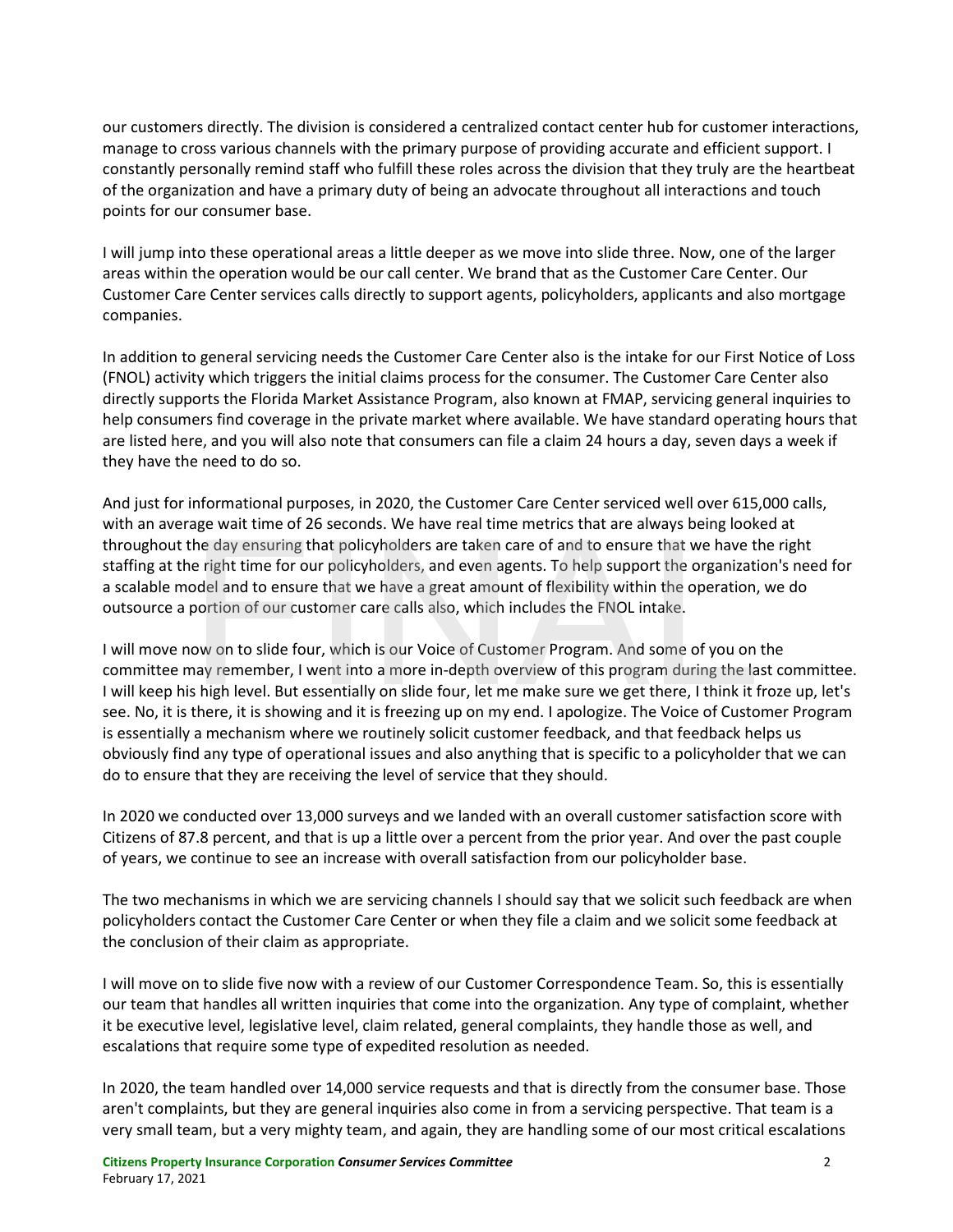our customers directly. The division is considered a centralized contact center hub for customer interactions, manage to cross various channels with the primary purpose of providing accurate and efficient support. I constantly personally remind staff who fulfill these roles across the division that they truly are the heartbeat of the organization and have a primary duty of being an advocate throughout all interactions and touch points for our consumer base.

I will jump into these operational areas a little deeper as we move into slide three. Now, one of the larger areas within the operation would be our call center. We brand that as the Customer Care Center. Our Customer Care Center services calls directly to support agents, policyholders, applicants and also mortgage companies.

In addition to general servicing needs the Customer Care Center also is the intake for our First Notice of Loss (FNOL) activity which triggers the initial claims process for the consumer. The Customer Care Center also directly supports the Florida Market Assistance Program, also known at FMAP, servicing general inquiries to help consumers find coverage in the private market where available. We have standard operating hours that are listed here, and you will also note that consumers can file a claim 24 hours a day, seven days a week if they have the need to do so.

And just for informational purposes, in 2020, the Customer Care Center serviced well over 615,000 calls, with an average wait time of 26 seconds. We have real time metrics that are always being looked at throughout the day ensuring that policyholders are taken care of and to ensure that we have the right staffing at the right time for our policyholders, and even agents. To help support the organization's need for a scalable model and to ensure that we have a great amount of flexibility within the operation, we do outsource a portion of our customer care calls also, which includes the FNOL intake.

I will move now on to slide four, which is our Voice of Customer Program. And some of you on the committee may remember, I went into a more in-depth overview of this program during the last committee. I will keep his high level. But essentially on slide four, let me make sure we get there, I think it froze up, let's see. No, it is there, it is showing and it is freezing up on my end. I apologize. The Voice of Customer Program is essentially a mechanism where we routinely solicit customer feedback, and that feedback helps us obviously find any type of operational issues and also anything that is specific to a policyholder that we can do to ensure that they are receiving the level of service that they should.

In 2020 we conducted over 13,000 surveys and we landed with an overall customer satisfaction score with Citizens of 87.8 percent, and that is up a little over a percent from the prior year. And over the past couple of years, we continue to see an increase with overall satisfaction from our policyholder base.

The two mechanisms in which we are servicing channels I should say that we solicit such feedback are when policyholders contact the Customer Care Center or when they file a claim and we solicit some feedback at the conclusion of their claim as appropriate.

I will move on to slide five now with a review of our Customer Correspondence Team. So, this is essentially our team that handles all written inquiries that come into the organization. Any type of complaint, whether it be executive level, legislative level, claim related, general complaints, they handle those as well, and escalations that require some type of expedited resolution as needed.

In 2020, the team handled over 14,000 service requests and that is directly from the consumer base. Those aren't complaints, but they are general inquiries also come in from a servicing perspective. That team is a very small team, but a very mighty team, and again, they are handling some of our most critical escalations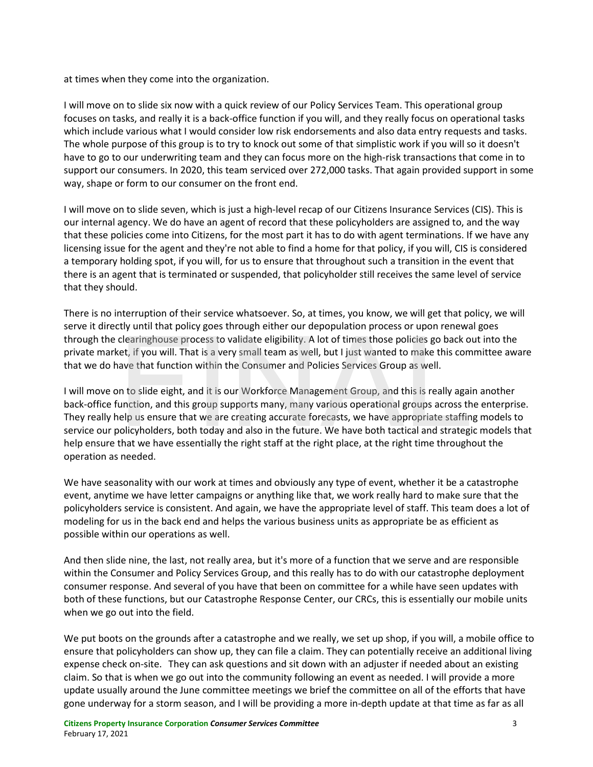at times when they come into the organization.

I will move on to slide six now with a quick review of our Policy Services Team. This operational group focuses on tasks, and really it is a back-office function if you will, and they really focus on operational tasks which include various what I would consider low risk endorsements and also data entry requests and tasks. The whole purpose of this group is to try to knock out some of that simplistic work if you will so it doesn't have to go to our underwriting team and they can focus more on the high-risk transactions that come in to support our consumers. In 2020, this team serviced over 272,000 tasks. That again provided support in some way, shape or form to our consumer on the front end.

I will move on to slide seven, which is just a high-level recap of our Citizens Insurance Services (CIS). This is our internal agency. We do have an agent of record that these policyholders are assigned to, and the way that these policies come into Citizens, for the most part it has to do with agent terminations. If we have any licensing issue for the agent and they're not able to find a home for that policy, if you will, CIS is considered a temporary holding spot, if you will, for us to ensure that throughout such a transition in the event that there is an agent that is terminated or suspended, that policyholder still receives the same level of service that they should.

There is no interruption of their service whatsoever. So, at times, you know, we will get that policy, we will serve it directly until that policy goes through either our depopulation process or upon renewal goes through the clearinghouse process to validate eligibility. A lot of times those policies go back out into the private market, if you will. That is a very small team as well, but I just wanted to make this committee aware that we do have that function within the Consumer and Policies Services Group as well.

I will move on to slide eight, and it is our Workforce Management Group, and this is really again another back-office function, and this group supports many, many various operational groups across the enterprise. They really help us ensure that we are creating accurate forecasts, we have appropriate staffing models to service our policyholders, both today and also in the future. We have both tactical and strategic models that help ensure that we have essentially the right staff at the right place, at the right time throughout the operation as needed.

We have seasonality with our work at times and obviously any type of event, whether it be a catastrophe event, anytime we have letter campaigns or anything like that, we work really hard to make sure that the policyholders service is consistent. And again, we have the appropriate level of staff. This team does a lot of modeling for us in the back end and helps the various business units as appropriate be as efficient as possible within our operations as well.

And then slide nine, the last, not really area, but it's more of a function that we serve and are responsible within the Consumer and Policy Services Group, and this really has to do with our catastrophe deployment consumer response. And several of you have that been on committee for a while have seen updates with both of these functions, but our Catastrophe Response Center, our CRCs, this is essentially our mobile units when we go out into the field.

We put boots on the grounds after a catastrophe and we really, we set up shop, if you will, a mobile office to ensure that policyholders can show up, they can file a claim. They can potentially receive an additional living expense check on-site. They can ask questions and sit down with an adjuster if needed about an existing claim. So that is when we go out into the community following an event as needed. I will provide a more update usually around the June committee meetings we brief the committee on all of the efforts that have gone underway for a storm season, and I will be providing a more in-depth update at that time as far as all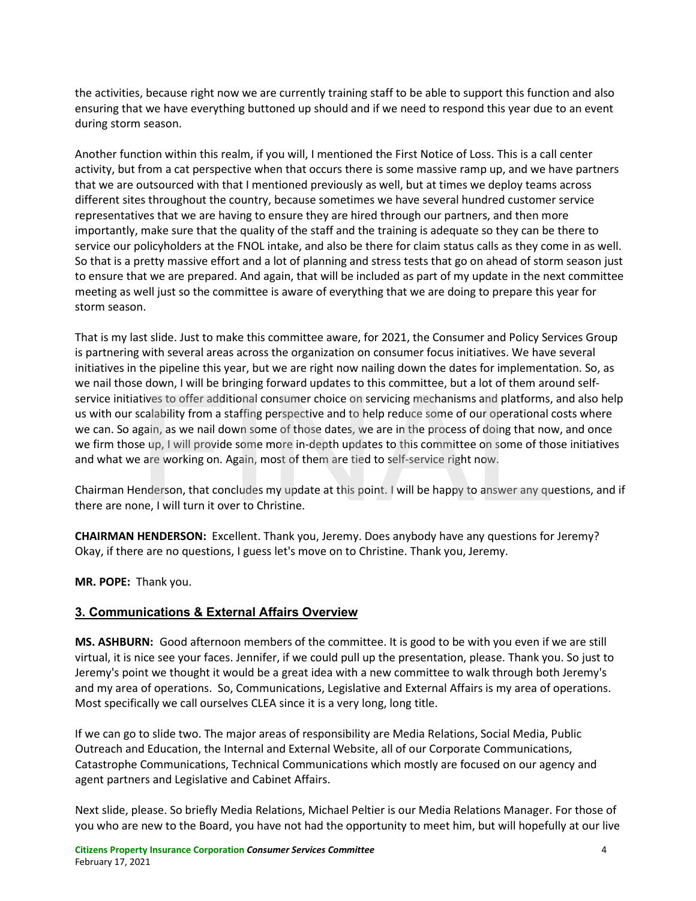the activities, because right now we are currently training staff to be able to support this function and also ensuring that we have everything buttoned up should and if we need to respond this year due to an event during storm season.

Another function within this realm, if you will, I mentioned the First Notice of Loss. This is a call center activity, but from a cat perspective when that occurs there is some massive ramp up, and we have partners that we are outsourced with that I mentioned previously as well, but at times we deploy teams across different sites throughout the country, because sometimes we have several hundred customer service representatives that we are having to ensure they are hired through our partners, and then more importantly, make sure that the quality of the staff and the training is adequate so they can be there to service our policyholders at the FNOL intake, and also be there for claim status calls as they come in as well. So that is a pretty massive effort and a lot of planning and stress tests that go on ahead of storm season just to ensure that we are prepared. And again, that will be included as part of my update in the next committee meeting as well just so the committee is aware of everything that we are doing to prepare this year for storm season.

That is my last slide. Just to make this committee aware, for 2021, the Consumer and Policy Services Group is partnering with several areas across the organization on consumer focus initiatives. We have several initiatives in the pipeline this year, but we are right now nailing down the dates for implementation. So, as we nail those down, I will be bringing forward updates to this committee, but a lot of them around self-service initiatives to offer additional consumer choice on servicing mechanisms and platforms, and also help us with our scalability from a staffing perspective and to help reduce some of our operational costs where we can. So again, as we nail down some of those dates, we are in the process of doing that now, and once we firm those up, I will provide some more in-depth updates to this committee on some of those initiatives and what we are working on. Again, most of them are tied to self-service right now.

Chairman Henderson, that concludes my update at this point. I will be happy to answer any questions, and if there are none, I will turn it over to Christine.

**CHAIRMAN HENDERSON:** Excellent. Thank you, Jeremy. Does anybody have any questions for Jeremy? Okay, if there are no questions, I guess let's move on to Christine. Thank you, Jeremy.

**MR. POPE:** Thank you.

## 3. Communications & External Affairs Overview

**MS. ASHBURN:** Good afternoon members of the committee. It is good to be with you even if we are still virtual, it is nice see your faces. Jennifer, if we could pull up the presentation, please. Thank you. So just to Jeremy's point we thought it would be a great idea with a new committee to walk through both Jeremy's and my area of operations. So, Communications, Legislative and External Affairs is my area of operations. Most specifically we call ourselves CLEA since it is a very long, long title.

If we can go to slide two. The major areas of responsibility are Media Relations, Social Media, Public Outreach and Education, the Internal and External Website, all of our Corporate Communications, Catastrophe Communications, Technical Communications which mostly are focused on our agency and agent partners and Legislative and Cabinet Affairs.

Next slide, please. So briefly Media Relations, Michael Peltier is our Media Relations Manager. For those of you who are new to the Board, you have not had the opportunity to meet him, but will hopefully at our live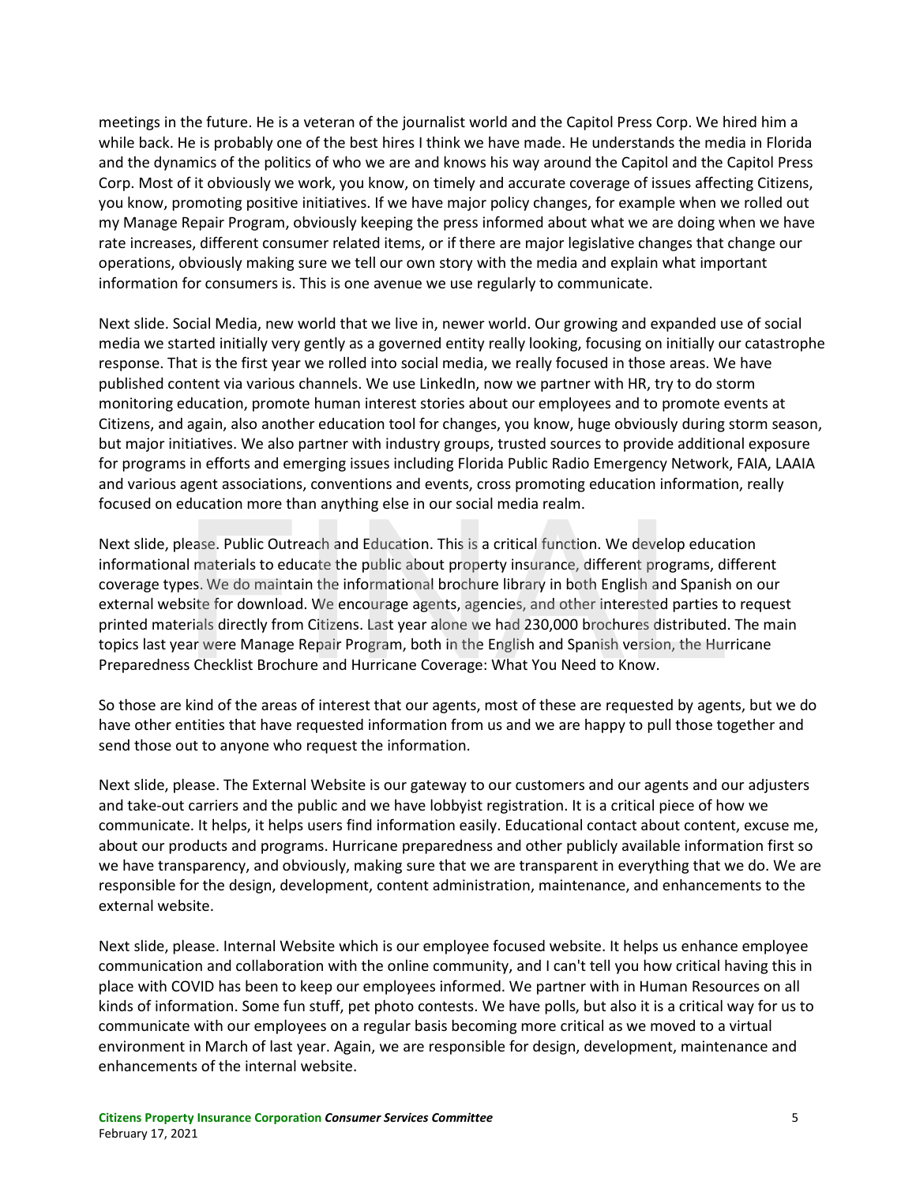meetings in the future. He is a veteran of the journalist world and the Capitol Press Corp. We hired him a while back. He is probably one of the best hires I think we have made. He understands the media in Florida and the dynamics of the politics of who we are and knows his way around the Capitol and the Capitol Press Corp. Most of it obviously we work, you know, on timely and accurate coverage of issues affecting Citizens, you know, promoting positive initiatives. If we have major policy changes, for example when we rolled out my Manage Repair Program, obviously keeping the press informed about what we are doing when we have rate increases, different consumer related items, or if there are major legislative changes that change our operations, obviously making sure we tell our own story with the media and explain what important information for consumers is. This is one avenue we use regularly to communicate.

Next slide. Social Media, new world that we live in, newer world. Our growing and expanded use of social media we started initially very gently as a governed entity really looking, focusing on initially our catastrophe response. That is the first year we rolled into social media, we really focused in those areas. We have published content via various channels. We use LinkedIn, now we partner with HR, try to do storm monitoring education, promote human interest stories about our employees and to promote events at Citizens, and again, also another education tool for changes, you know, huge obviously during storm season, but major initiatives. We also partner with industry groups, trusted sources to provide additional exposure for programs in efforts and emerging issues including Florida Public Radio Emergency Network, FAIA, LAAIA and various agent associations, conventions and events, cross promoting education information, really focused on education more than anything else in our social media realm.

Next slide, please. Public Outreach and Education. This is a critical function. We develop education informational materials to educate the public about property insurance, different programs, different coverage types. We do maintain the informational brochure library in both English and Spanish on our external website for download. We encourage agents, agencies, and other interested parties to request printed materials directly from Citizens. Last year alone we had 230,000 brochures distributed. The main topics last year were Manage Repair Program, both in the English and Spanish version, the Hurricane Preparedness Checklist Brochure and Hurricane Coverage: What You Need to Know.

So those are kind of the areas of interest that our agents, most of these are requested by agents, but we do have other entities that have requested information from us and we are happy to pull those together and send those out to anyone who request the information.

Next slide, please. The External Website is our gateway to our customers and our agents and our adjusters and take-out carriers and the public and we have lobbyist registration. It is a critical piece of how we communicate. It helps, it helps users find information easily. Educational contact about content, excuse me, about our products and programs. Hurricane preparedness and other publicly available information first so we have transparency, and obviously, making sure that we are transparent in everything that we do. We are responsible for the design, development, content administration, maintenance, and enhancements to the external website.

Next slide, please. Internal Website which is our employee focused website. It helps us enhance employee communication and collaboration with the online community, and I can't tell you how critical having this in place with COVID has been to keep our employees informed. We partner with in Human Resources on all kinds of information. Some fun stuff, pet photo contests. We have polls, but also it is a critical way for us to communicate with our employees on a regular basis becoming more critical as we moved to a virtual environment in March of last year. Again, we are responsible for design, development, maintenance and enhancements of the internal website.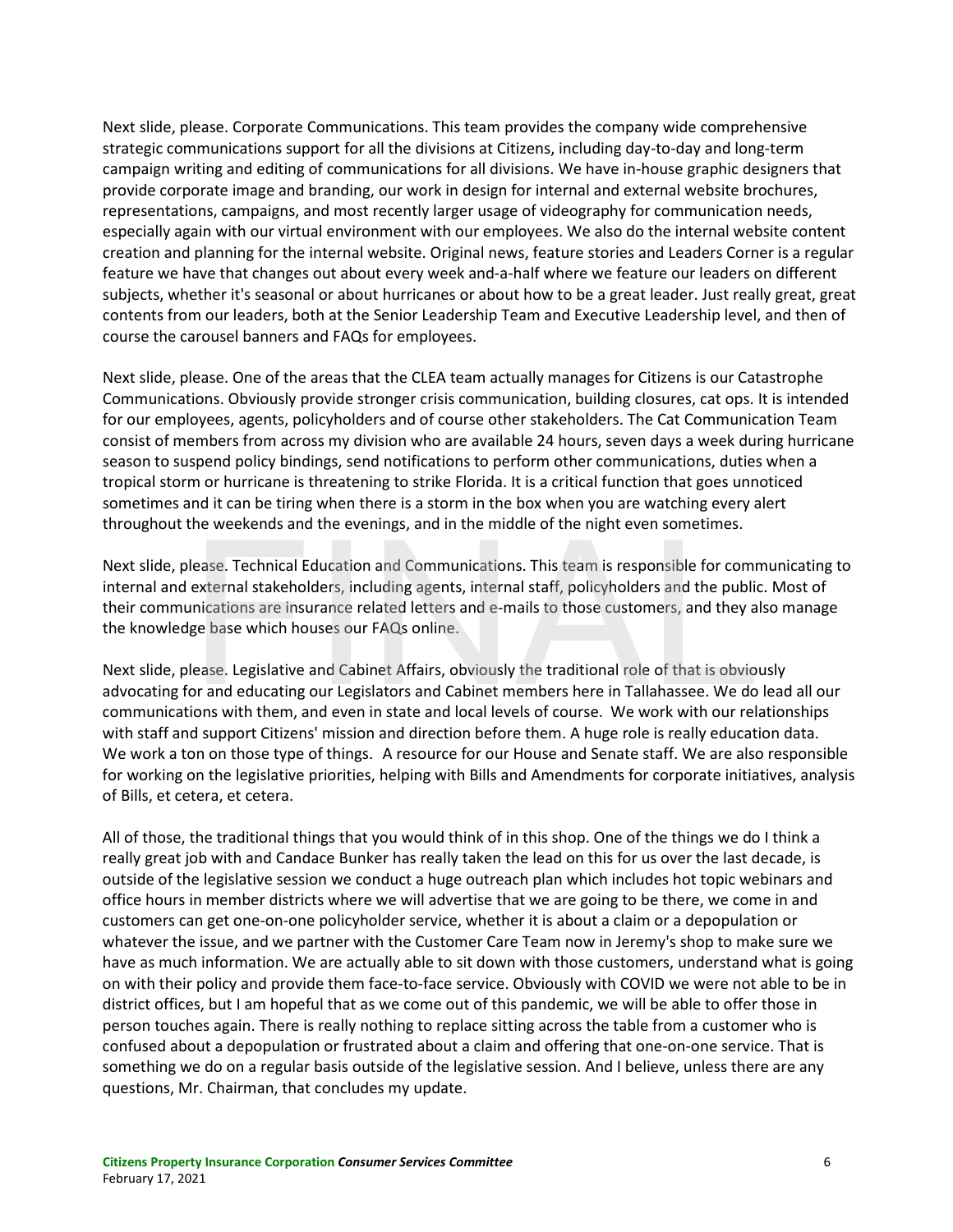Next slide, please. Corporate Communications. This team provides the company wide comprehensive strategic communications support for all the divisions at Citizens, including day-to-day and long-term campaign writing and editing of communications for all divisions. We have in-house graphic designers that provide corporate image and branding, our work in design for internal and external website brochures, representations, campaigns, and most recently larger usage of videography for communication needs, especially again with our virtual environment with our employees. We also do the internal website content creation and planning for the internal website. Original news, feature stories and Leaders Corner is a regular feature we have that changes out about every week and-a-half where we feature our leaders on different subjects, whether it's seasonal or about hurricanes or about how to be a great leader. Just really great, great contents from our leaders, both at the Senior Leadership Team and Executive Leadership level, and then of course the carousel banners and FAQs for employees.

Next slide, please. One of the areas that the CLEA team actually manages for Citizens is our Catastrophe Communications. Obviously provide stronger crisis communication, building closures, cat ops. It is intended for our employees, agents, policyholders and of course other stakeholders. The Cat Communication Team consist of members from across my division who are available 24 hours, seven days a week during hurricane season to suspend policy bindings, send notifications to perform other communications, duties when a tropical storm or hurricane is threatening to strike Florida. It is a critical function that goes unnoticed sometimes and it can be tiring when there is a storm in the box when you are watching every alert throughout the weekends and the evenings, and in the middle of the night even sometimes.

Next slide, please. Technical Education and Communications. This team is responsible for communicating to internal and external stakeholders, including agents, internal staff, policyholders and the public. Most of their communications are insurance related letters and e-mails to those customers, and they also manage the knowledge base which houses our FAQs online.

Next slide, please. Legislative and Cabinet Affairs, obviously the traditional role of that is obviously advocating for and educating our Legislators and Cabinet members here in Tallahassee. We do lead all our communications with them, and even in state and local levels of course. We work with our relationships with staff and support Citizens' mission and direction before them. A huge role is really education data. We work a ton on those type of things. A resource for our House and Senate staff. We are also responsible for working on the legislative priorities, helping with Bills and Amendments for corporate initiatives, analysis of Bills, et cetera, et cetera.

All of those, the traditional things that you would think of in this shop. One of the things we do I think a really great job with and Candace Bunker has really taken the lead on this for us over the last decade, is outside of the legislative session we conduct a huge outreach plan which includes hot topic webinars and office hours in member districts where we will advertise that we are going to be there, we come in and customers can get one-on-one policyholder service, whether it is about a claim or a depopulation or whatever the issue, and we partner with the Customer Care Team now in Jeremy's shop to make sure we have as much information. We are actually able to sit down with those customers, understand what is going on with their policy and provide them face-to-face service. Obviously with COVID we were not able to be in district offices, but I am hopeful that as we come out of this pandemic, we will be able to offer those in person touches again. There is really nothing to replace sitting across the table from a customer who is confused about a depopulation or frustrated about a claim and offering that one-on-one service. That is something we do on a regular basis outside of the legislative session. And I believe, unless there are any questions, Mr. Chairman, that concludes my update.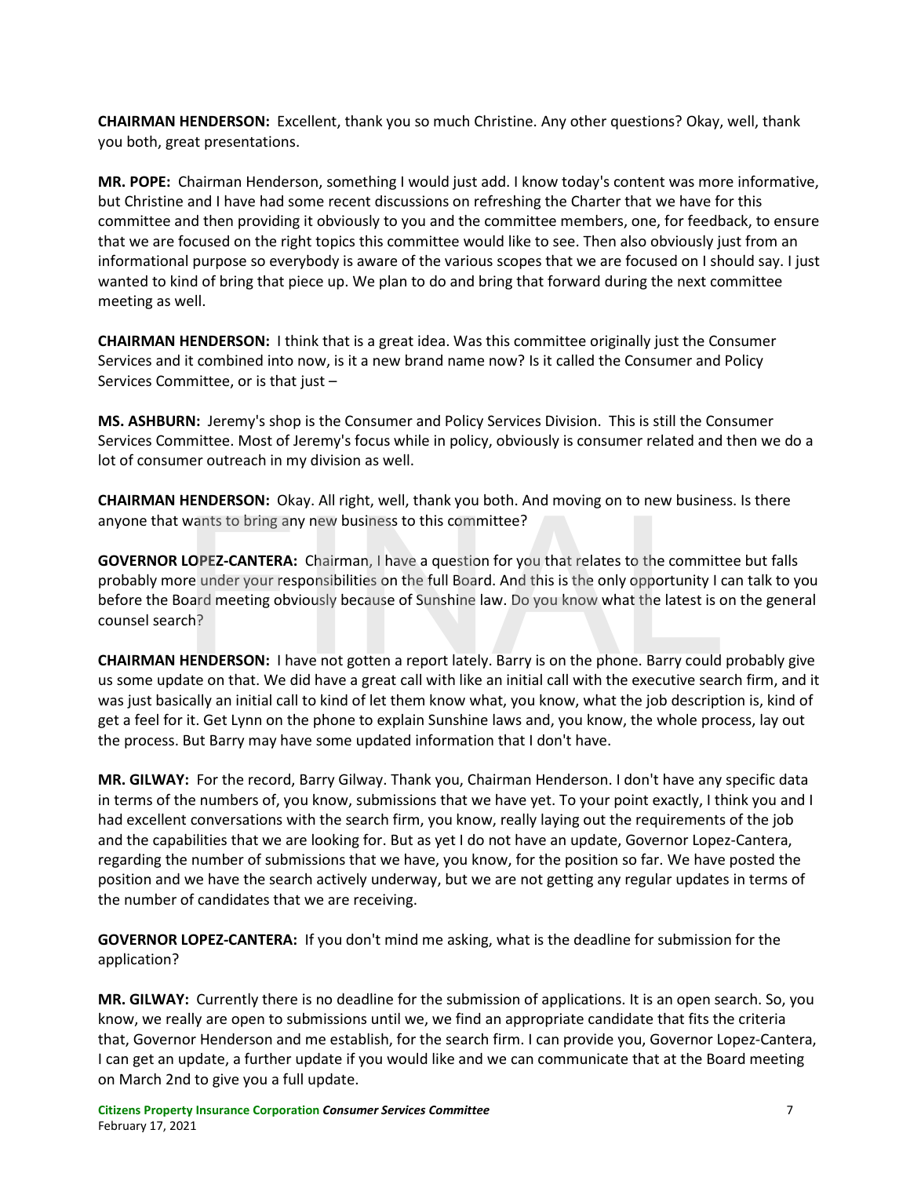**CHAIRMAN HENDERSON:** Excellent, thank you so much Christine. Any other questions? Okay, well, thank you both, great presentations.

**MR. POPE:** Chairman Henderson, something I would just add. I know today's content was more informative, but Christine and I have had some recent discussions on refreshing the Charter that we have for this committee and then providing it obviously to you and the committee members, one, for feedback, to ensure that we are focused on the right topics this committee would like to see. Then also obviously just from an informational purpose so everybody is aware of the various scopes that we are focused on I should say. I just wanted to kind of bring that piece up. We plan to do and bring that forward during the next committee meeting as well.

**CHAIRMAN HENDERSON:** I think that is a great idea. Was this committee originally just the Consumer Services and it combined into now, is it a new brand name now? Is it called the Consumer and Policy Services Committee, or is that just –

**MS. ASHBURN:** Jeremy's shop is the Consumer and Policy Services Division. This is still the Consumer Services Committee. Most of Jeremy's focus while in policy, obviously is consumer related and then we do a lot of consumer outreach in my division as well.

**CHAIRMAN HENDERSON:** Okay. All right, well, thank you both. And moving on to new business. Is there anyone that wants to bring any new business to this committee?

**GOVERNOR LOPEZ-CANTERA:** Chairman, I have a question for you that relates to the committee but falls probably more under your responsibilities on the full Board. And this is the only opportunity I can talk to you before the Board meeting obviously because of Sunshine law. Do you know what the latest is on the general counsel search?

**CHAIRMAN HENDERSON:** I have not gotten a report lately. Barry is on the phone. Barry could probably give us some update on that. We did have a great call with like an initial call with the executive search firm, and it was just basically an initial call to kind of let them know what, you know, what the job description is, kind of get a feel for it. Get Lynn on the phone to explain Sunshine laws and, you know, the whole process, lay out the process. But Barry may have some updated information that I don't have.

**MR. GILWAY:** For the record, Barry Gilway. Thank you, Chairman Henderson. I don't have any specific data in terms of the numbers of, you know, submissions that we have yet. To your point exactly, I think you and I had excellent conversations with the search firm, you know, really laying out the requirements of the job and the capabilities that we are looking for. But as yet I do not have an update, Governor Lopez-Cantera, regarding the number of submissions that we have, you know, for the position so far. We have posted the position and we have the search actively underway, but we are not getting any regular updates in terms of the number of candidates that we are receiving.

**GOVERNOR LOPEZ-CANTERA:** If you don't mind me asking, what is the deadline for submission for the application?

**MR. GILWAY:** Currently there is no deadline for the submission of applications. It is an open search. So, you know, we really are open to submissions until we, we find an appropriate candidate that fits the criteria that, Governor Henderson and me establish, for the search firm. I can provide you, Governor Lopez-Cantera, I can get an update, a further update if you would like and we can communicate that at the Board meeting on March 2nd to give you a full update.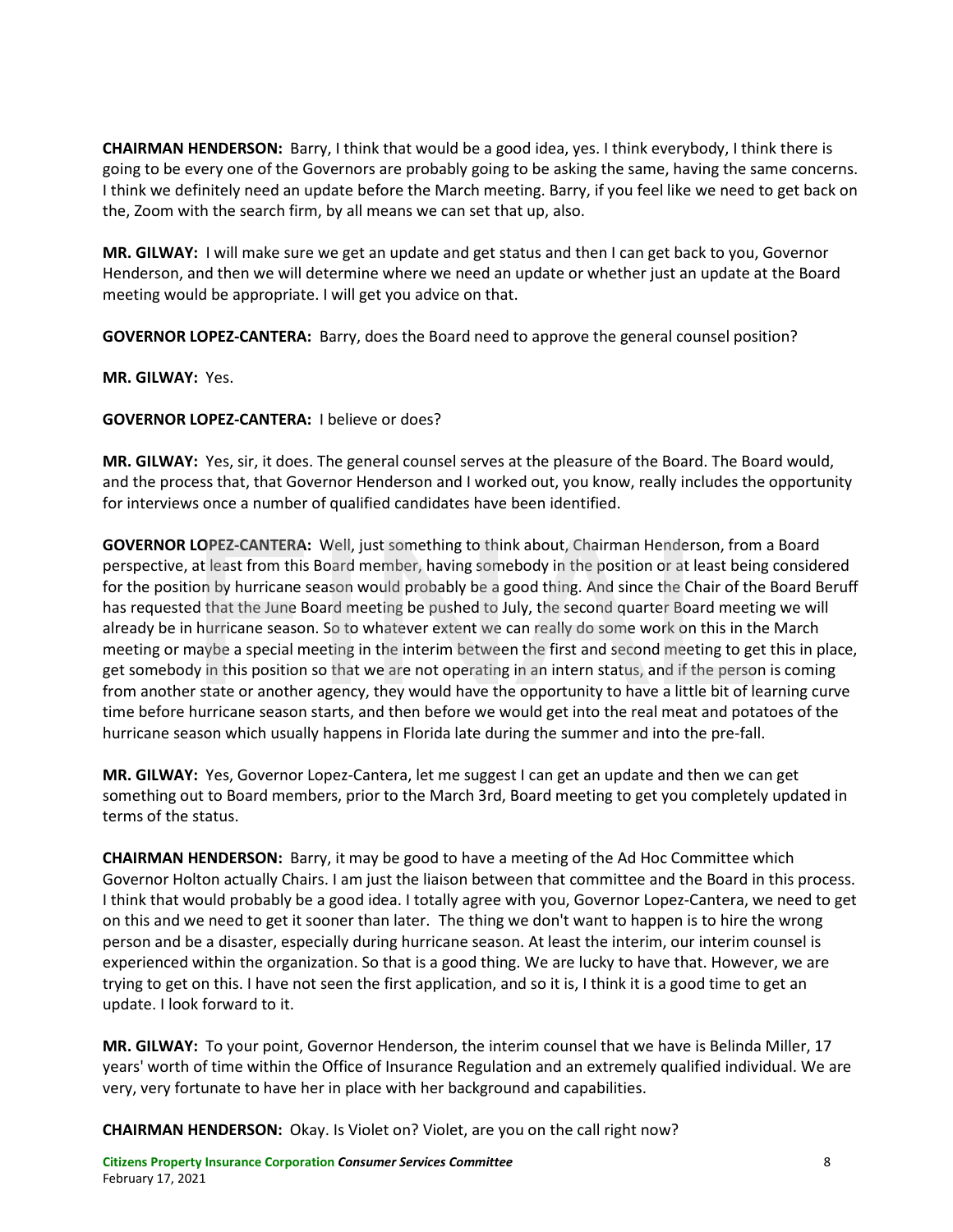**CHAIRMAN HENDERSON:** Barry, I think that would be a good idea, yes. I think everybody, I think there is going to be every one of the Governors are probably going to be asking the same, having the same concerns. I think we definitely need an update before the March meeting. Barry, if you feel like we need to get back on the, Zoom with the search firm, by all means we can set that up, also.

**MR. GILWAY:** I will make sure we get an update and get status and then I can get back to you, Governor Henderson, and then we will determine where we need an update or whether just an update at the Board meeting would be appropriate. I will get you advice on that.

**GOVERNOR LOPEZ-CANTERA:** Barry, does the Board need to approve the general counsel position?

**MR. GILWAY:** Yes.

**GOVERNOR LOPEZ-CANTERA:** I believe or does?

**MR. GILWAY:** Yes, sir, it does. The general counsel serves at the pleasure of the Board. The Board would, and the process that, that Governor Henderson and I worked out, you know, really includes the opportunity for interviews once a number of qualified candidates have been identified.

**GOVERNOR LOPEZ-CANTERA:** Well, just something to think about, Chairman Henderson, from a Board perspective, at least from this Board member, having somebody in the position or at least being considered for the position by hurricane season would probably be a good thing. And since the Chair of the Board Beruff has requested that the June Board meeting be pushed to July, the second quarter Board meeting we will already be in hurricane season. So to whatever extent we can really do some work on this in the March meeting or maybe a special meeting in the interim between the first and second meeting to get this in place, get somebody in this position so that we are not operating in an intern status, and if the person is coming from another state or another agency, they would have the opportunity to have a little bit of learning curve time before hurricane season starts, and then before we would get into the real meat and potatoes of the hurricane season which usually happens in Florida late during the summer and into the pre-fall.

**MR. GILWAY:** Yes, Governor Lopez-Cantera, let me suggest I can get an update and then we can get something out to Board members, prior to the March 3rd, Board meeting to get you completely updated in terms of the status.

**CHAIRMAN HENDERSON:** Barry, it may be good to have a meeting of the Ad Hoc Committee which Governor Holton actually Chairs. I am just the liaison between that committee and the Board in this process. I think that would probably be a good idea. I totally agree with you, Governor Lopez-Cantera, we need to get on this and we need to get it sooner than later. The thing we don't want to happen is to hire the wrong person and be a disaster, especially during hurricane season. At least the interim, our interim counsel is experienced within the organization. So that is a good thing. We are lucky to have that. However, we are trying to get on this. I have not seen the first application, and so it is, I think it is a good time to get an update. I look forward to it.

**MR. GILWAY:** To your point, Governor Henderson, the interim counsel that we have is Belinda Miller, 17 years' worth of time within the Office of Insurance Regulation and an extremely qualified individual. We are very, very fortunate to have her in place with her background and capabilities.

**CHAIRMAN HENDERSON:** Okay. Is Violet on? Violet, are you on the call right now?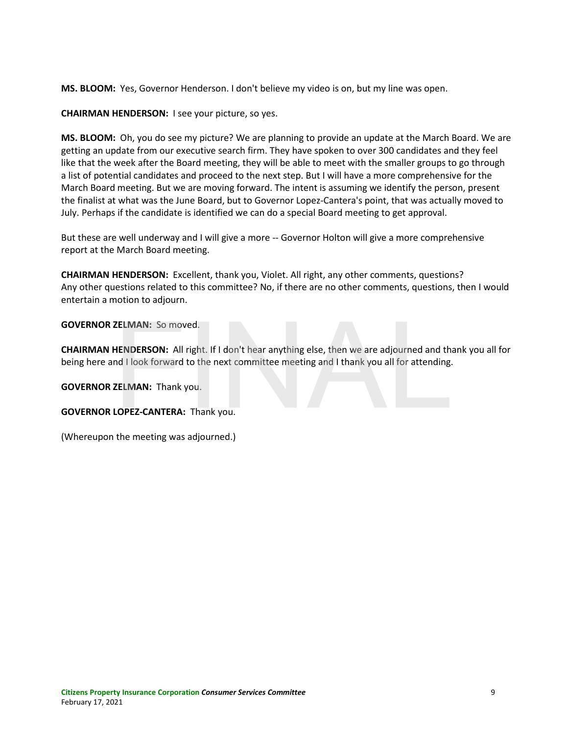**MS. BLOOM:** Yes, Governor Henderson. I don't believe my video is on, but my line was open.

**CHAIRMAN HENDERSON:** I see your picture, so yes.

**MS. BLOOM:** Oh, you do see my picture? We are planning to provide an update at the March Board. We are getting an update from our executive search firm. They have spoken to over 300 candidates and they feel like that the week after the Board meeting, they will be able to meet with the smaller groups to go through a list of potential candidates and proceed to the next step. But I will have a more comprehensive for the March Board meeting. But we are moving forward. The intent is assuming we identify the person, present the finalist at what was the June Board, but to Governor Lopez-Cantera's point, that was actually moved to July. Perhaps if the candidate is identified we can do a special Board meeting to get approval.

But these are well underway and I will give a more -- Governor Holton will give a more comprehensive report at the March Board meeting.

**CHAIRMAN HENDERSON:** Excellent, thank you, Violet. All right, any other comments, questions? Any other questions related to this committee? No, if there are no other comments, questions, then I would entertain a motion to adjourn.

**GOVERNOR ZELMAN:** So moved.

**CHAIRMAN HENDERSON:** All right. If I don't hear anything else, then we are adjourned and thank you all for being here and I look forward to the next committee meeting and I thank you all for attending.

**GOVERNOR ZELMAN:** Thank you.

**GOVERNOR LOPEZ-CANTERA:** Thank you.

(Whereupon the meeting was adjourned.)